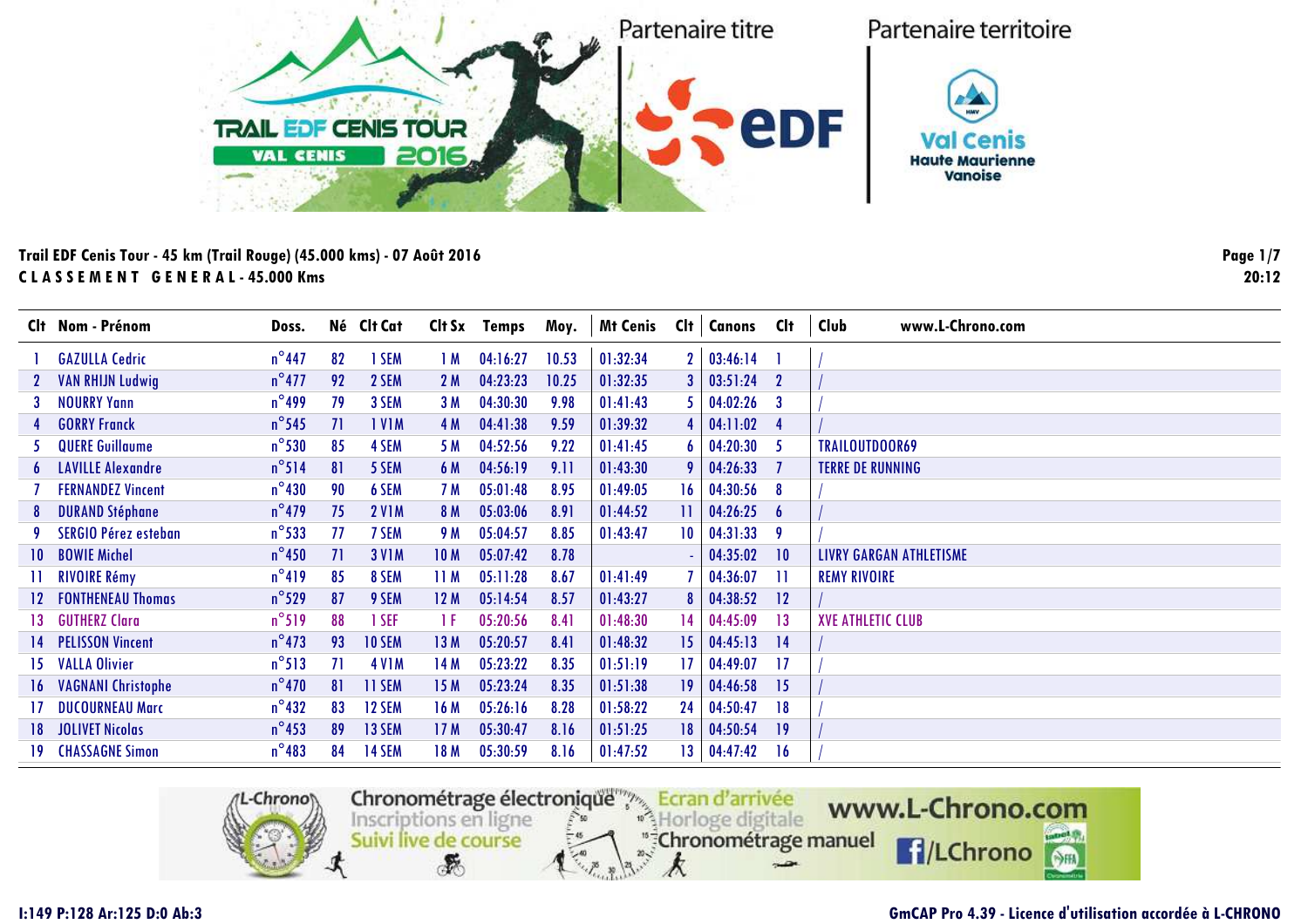Partenaire titre

Partenaire territoire

**Trail EDF Cenis Tour - 45 km (Trail Rouge) (45.000 kms) - 07 Août 2016**
**C L A S S E M E N T   G E N E R A L - 45.000 Kms**

Page 1/7
20:12

| Clt | Nom - Prénom | Doss. | Né | Clt Cat | Clt Sx | Temps | Moy. | Mt Cenis | Clt | Canons | Clt | Club www.L-Chrono.com |
|---|---|---|---|---|---|---|---|---|---|---|---|---|
| 1 | GAZULLA Cedric | n°447 | 82 | 1 SEM | 1 M | 04:16:27 | 10.53 | 01:32:34 | 2 | 03:46:14 | 1 | / |
| 2 | VAN RHIJN Ludwig | n°477 | 92 | 2 SEM | 2 M | 04:23:23 | 10.25 | 01:32:35 | 3 | 03:51:24 | 2 | / |
| 3 | NOURRY Yann | n°499 | 79 | 3 SEM | 3 M | 04:30:30 | 9.98 | 01:41:43 | 5 | 04:02:26 | 3 | / |
| 4 | GORRY Franck | n°545 | 71 | 1 V1M | 4 M | 04:41:38 | 9.59 | 01:39:32 | 4 | 04:11:02 | 4 | / |
| 5 | QUERE Guillaume | n°530 | 85 | 4 SEM | 5 M | 04:52:56 | 9.22 | 01:41:45 | 6 | 04:20:30 | 5 | TRAILOUTDOOR69 |
| 6 | LAVILLE Alexandre | n°514 | 81 | 5 SEM | 6 M | 04:56:19 | 9.11 | 01:43:30 | 9 | 04:26:33 | 7 | TERRE DE RUNNING |
| 7 | FERNANDEZ Vincent | n°430 | 90 | 6 SEM | 7 M | 05:01:48 | 8.95 | 01:49:05 | 16 | 04:30:56 | 8 | / |
| 8 | DURAND Stéphane | n°479 | 75 | 2 V1M | 8 M | 05:03:06 | 8.91 | 01:44:52 | 11 | 04:26:25 | 6 | / |
| 9 | SERGIO Pérez esteban | n°533 | 77 | 7 SEM | 9 M | 05:04:57 | 8.85 | 01:43:47 | 10 | 04:31:33 | 9 | / |
| 10 | BOWIE Michel | n°450 | 71 | 3 V1M | 10 M | 05:07:42 | 8.78 | | - | 04:35:02 | 10 | LIVRY GARGAN ATHLETISME |
| 11 | RIVOIRE Rémy | n°419 | 85 | 8 SEM | 11 M | 05:11:28 | 8.67 | 01:41:49 | 7 | 04:36:07 | 11 | REMY RIVOIRE |
| 12 | FONTHENEAU Thomas | n°529 | 87 | 9 SEM | 12 M | 05:14:54 | 8.57 | 01:43:27 | 8 | 04:38:52 | 12 | / |
| 13 | GUTHERZ Clara | n°519 | 88 | 1 SEF | 1 F | 05:20:56 | 8.41 | 01:48:30 | 14 | 04:45:09 | 13 | XVE ATHLETIC CLUB |
| 14 | PELISSON Vincent | n°473 | 93 | 10 SEM | 13 M | 05:20:57 | 8.41 | 01:48:32 | 15 | 04:45:13 | 14 | / |
| 15 | VALLA Olivier | n°513 | 71 | 4 V1M | 14 M | 05:23:22 | 8.35 | 01:51:19 | 17 | 04:49:07 | 17 | / |
| 16 | VAGNANI Christophe | n°470 | 81 | 11 SEM | 15 M | 05:23:24 | 8.35 | 01:51:38 | 19 | 04:46:58 | 15 | / |
| 17 | DUCOURNEAU Marc | n°432 | 83 | 12 SEM | 16 M | 05:26:16 | 8.28 | 01:58:22 | 24 | 04:50:47 | 18 | / |
| 18 | JOLIVET Nicolas | n°453 | 89 | 13 SEM | 17 M | 05:30:47 | 8.16 | 01:51:25 | 18 | 04:50:54 | 19 | / |
| 19 | CHASSAGNE Simon | n°483 | 84 | 14 SEM | 18 M | 05:30:59 | 8.16 | 01:47:52 | 13 | 04:47:42 | 16 | / |

I:149 P:128 Ar:125 D:0 Ab:3

GmCAP Pro 4.39 - Licence d'utilisation accordée à L-CHRONO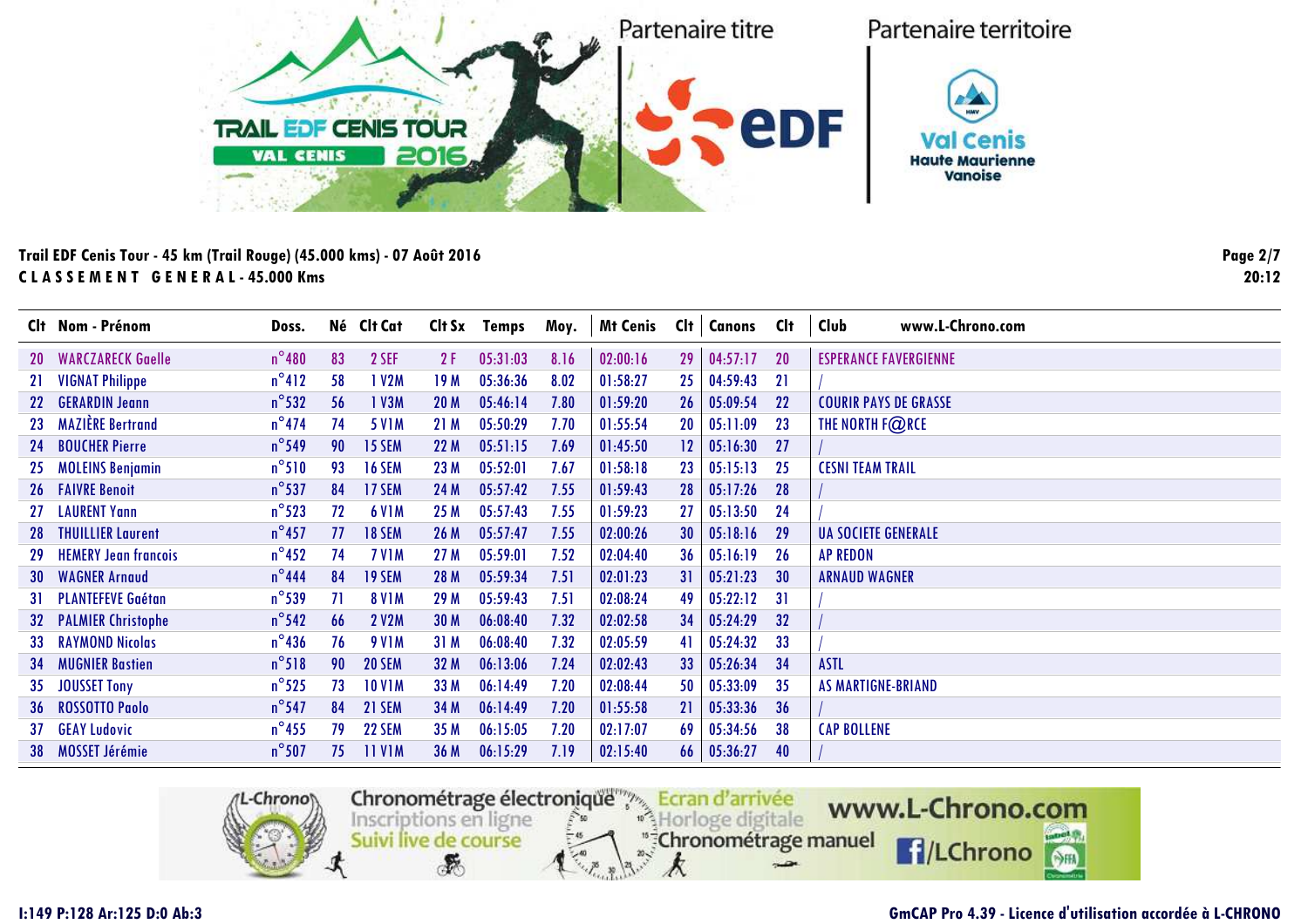**Trail EDF Cenis Tour - 45 km (Trail Rouge) (45.000 kms) - 07 Août 2016**
**C L A S S E M E N T   G E N E R A L - 45.000 Kms**

| Clt | Nom - Prénom | Doss. | Né | Clt Cat | Clt Sx | Temps | Moy. | Mt Cenis | Clt | Canons | Clt | Club |
|---|---|---|---|---|---|---|---|---|---|---|---|---|
| 20 | WARCZARECK Gaelle | n°480 | 83 | 2 SEF | 2 F | 05:31:03 | 8.16 | 02:00:16 | 29 | 04:57:17 | 20 | ESPERANCE FAVERGIENNE |
| 21 | VIGNAT Philippe | n°412 | 58 | 1 V2M | 19 M | 05:36:36 | 8.02 | 01:58:27 | 25 | 04:59:43 | 21 | / |
| 22 | GERARDIN Jeann | n°532 | 56 | 1 V3M | 20 M | 05:46:14 | 7.80 | 01:59:20 | 26 | 05:09:54 | 22 | COURIR PAYS DE GRASSE |
| 23 | MAZIÈRE Bertrand | n°474 | 74 | 5 V1M | 21 M | 05:50:29 | 7.70 | 01:55:54 | 20 | 05:11:09 | 23 | THE NORTH F@RCE |
| 24 | BOUCHER Pierre | n°549 | 90 | 15 SEM | 22 M | 05:51:15 | 7.69 | 01:45:50 | 12 | 05:16:30 | 27 | / |
| 25 | MOLEINS Benjamin | n°510 | 93 | 16 SEM | 23 M | 05:52:01 | 7.67 | 01:58:18 | 23 | 05:15:13 | 25 | CESNI TEAM TRAIL |
| 26 | FAIVRE Benoit | n°537 | 84 | 17 SEM | 24 M | 05:57:42 | 7.55 | 01:59:43 | 28 | 05:17:26 | 28 | / |
| 27 | LAURENT Yann | n°523 | 72 | 6 V1M | 25 M | 05:57:43 | 7.55 | 01:59:23 | 27 | 05:13:50 | 24 | / |
| 28 | THUILLIER Laurent | n°457 | 77 | 18 SEM | 26 M | 05:57:47 | 7.55 | 02:00:26 | 30 | 05:18:16 | 29 | UA SOCIETE GENERALE |
| 29 | HEMERY Jean francois | n°452 | 74 | 7 V1M | 27 M | 05:59:01 | 7.52 | 02:04:40 | 36 | 05:16:19 | 26 | AP REDON |
| 30 | WAGNER Arnaud | n°444 | 84 | 19 SEM | 28 M | 05:59:34 | 7.51 | 02:01:23 | 31 | 05:21:23 | 30 | ARNAUD WAGNER |
| 31 | PLANTEFEVE Gaétan | n°539 | 71 | 8 V1M | 29 M | 05:59:43 | 7.51 | 02:08:24 | 49 | 05:22:12 | 31 | / |
| 32 | PALMIER Christophe | n°542 | 66 | 2 V2M | 30 M | 06:08:40 | 7.32 | 02:02:58 | 34 | 05:24:29 | 32 | / |
| 33 | RAYMOND Nicolas | n°436 | 76 | 9 V1M | 31 M | 06:08:40 | 7.32 | 02:05:59 | 41 | 05:24:32 | 33 | / |
| 34 | MUGNIER Bastien | n°518 | 90 | 20 SEM | 32 M | 06:13:06 | 7.24 | 02:02:43 | 33 | 05:26:34 | 34 | ASTL |
| 35 | JOUSSET Tony | n°525 | 73 | 10 V1M | 33 M | 06:14:49 | 7.20 | 02:08:44 | 50 | 05:33:09 | 35 | AS MARTIGNE-BRIAND |
| 36 | ROSSOTTO Paolo | n°547 | 84 | 21 SEM | 34 M | 06:14:49 | 7.20 | 01:55:58 | 21 | 05:33:36 | 36 | / |
| 37 | GEAY Ludovic | n°455 | 79 | 22 SEM | 35 M | 06:15:05 | 7.20 | 02:17:07 | 69 | 05:34:56 | 38 | CAP BOLLENE |
| 38 | MOSSET Jérémie | n°507 | 75 | 11 V1M | 36 M | 06:15:29 | 7.19 | 02:15:40 | 66 | 05:36:27 | 40 | / |

I:149 P:128 Ar:125 D:0 Ab:3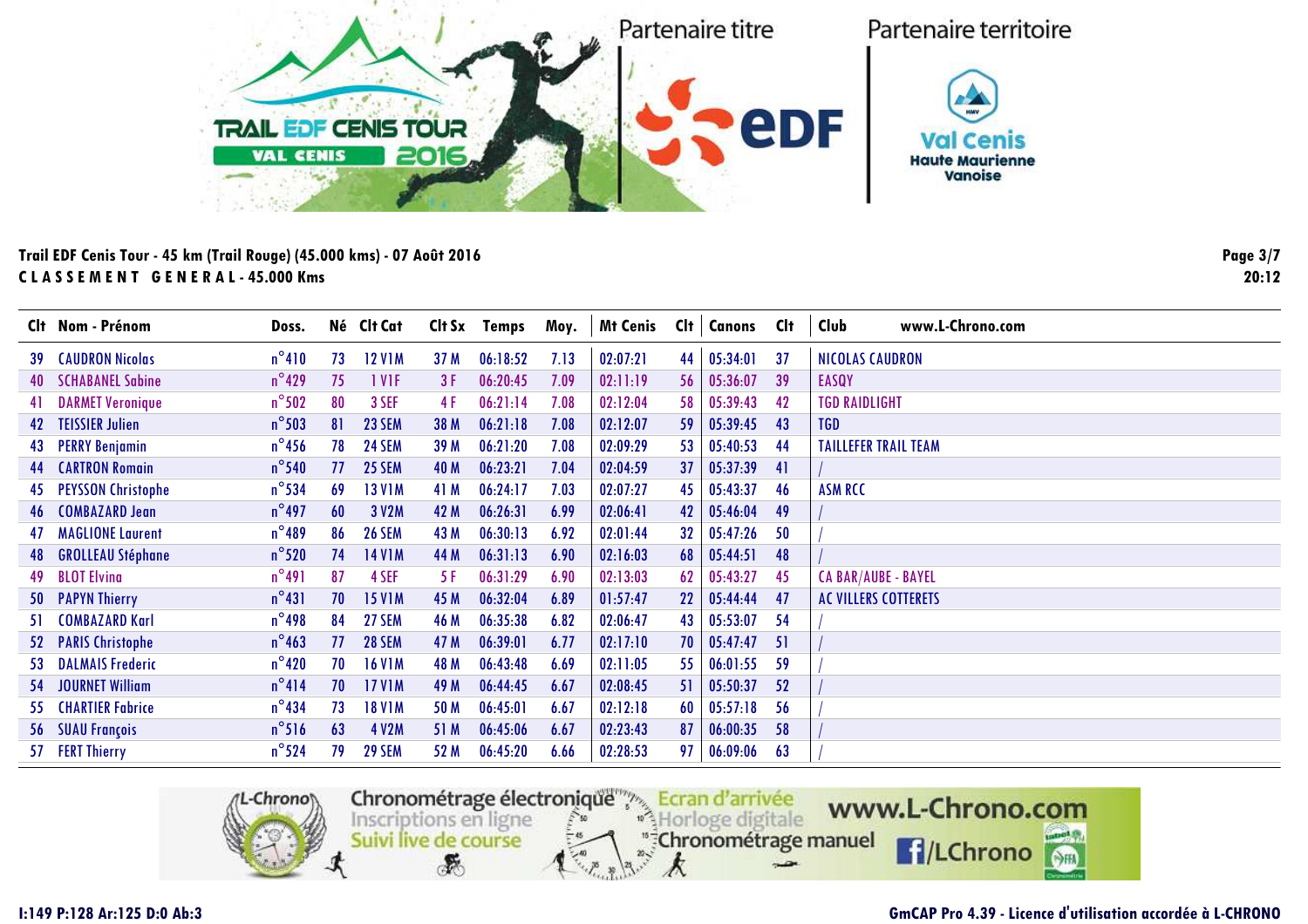Trail EDF Cenis Tour - 45 km (Trail Rouge) (45.000 kms) - 07 Août 2016

**C L A S S E M E N T   G E N E R A L - 45.000 Kms**

| Clt | Nom - Prénom | Doss. | Né | Clt Cat | Clt Sx | Temps | Moy. | Mt Cenis | Clt | Canons | Clt | Club |
|---|---|---|---|---|---|---|---|---|---|---|---|---|
| 39 | CAUDRON Nicolas | n°410 | 73 | 12 V1M | 37 M | 06:18:52 | 7.13 | 02:07:21 | 44 | 05:34:01 | 37 | NICOLAS CAUDRON |
| 40 | SCHABANEL Sabine | n°429 | 75 | 1 V1F | 3 F | 06:20:45 | 7.09 | 02:11:19 | 56 | 05:36:07 | 39 | EASQY |
| 41 | DARMET Veronique | n°502 | 80 | 3 SEF | 4 F | 06:21:14 | 7.08 | 02:12:04 | 58 | 05:39:43 | 42 | TGD RAIDLIGHT |
| 42 | TEISSIER Julien | n°503 | 81 | 23 SEM | 38 M | 06:21:18 | 7.08 | 02:12:07 | 59 | 05:39:45 | 43 | TGD |
| 43 | PERRY Benjamin | n°456 | 78 | 24 SEM | 39 M | 06:21:20 | 7.08 | 02:09:29 | 53 | 05:40:53 | 44 | TAILLEFER TRAIL TEAM |
| 44 | CARTRON Romain | n°540 | 77 | 25 SEM | 40 M | 06:23:21 | 7.04 | 02:04:59 | 37 | 05:37:39 | 41 | / |
| 45 | PEYSSON Christophe | n°534 | 69 | 13 V1M | 41 M | 06:24:17 | 7.03 | 02:07:27 | 45 | 05:43:37 | 46 | ASM RCC |
| 46 | COMBAZARD Jean | n°497 | 60 | 3 V2M | 42 M | 06:26:31 | 6.99 | 02:06:41 | 42 | 05:46:04 | 49 | / |
| 47 | MAGLIONE Laurent | n°489 | 86 | 26 SEM | 43 M | 06:30:13 | 6.92 | 02:01:44 | 32 | 05:47:26 | 50 | / |
| 48 | GROLLEAU Stéphane | n°520 | 74 | 14 V1M | 44 M | 06:31:13 | 6.90 | 02:16:03 | 68 | 05:44:51 | 48 | / |
| 49 | BLOT Elvina | n°491 | 87 | 4 SEF | 5 F | 06:31:29 | 6.90 | 02:13:03 | 62 | 05:43:27 | 45 | CA BAR/AUBE - BAYEL |
| 50 | PAPYN Thierry | n°431 | 70 | 15 V1M | 45 M | 06:32:04 | 6.89 | 01:57:47 | 22 | 05:44:44 | 47 | AC VILLERS COTTERETS |
| 51 | COMBAZARD Karl | n°498 | 84 | 27 SEM | 46 M | 06:35:38 | 6.82 | 02:06:47 | 43 | 05:53:07 | 54 | / |
| 52 | PARIS Christophe | n°463 | 77 | 28 SEM | 47 M | 06:39:01 | 6.77 | 02:17:10 | 70 | 05:47:47 | 51 | / |
| 53 | DALMAIS Frederic | n°420 | 70 | 16 V1M | 48 M | 06:43:48 | 6.69 | 02:11:05 | 55 | 06:01:55 | 59 | / |
| 54 | JOURNET William | n°414 | 70 | 17 V1M | 49 M | 06:44:45 | 6.67 | 02:08:45 | 51 | 05:50:37 | 52 | / |
| 55 | CHARTIER Fabrice | n°434 | 73 | 18 V1M | 50 M | 06:45:01 | 6.67 | 02:12:18 | 60 | 05:57:18 | 56 | / |
| 56 | SUAU François | n°516 | 63 | 4 V2M | 51 M | 06:45:06 | 6.67 | 02:23:43 | 87 | 06:00:35 | 58 | / |
| 57 | FERT Thierry | n°524 | 79 | 29 SEM | 52 M | 06:45:20 | 6.66 | 02:28:53 | 97 | 06:09:06 | 63 | / |

I:149 P:128 Ar:125 D:0 Ab:3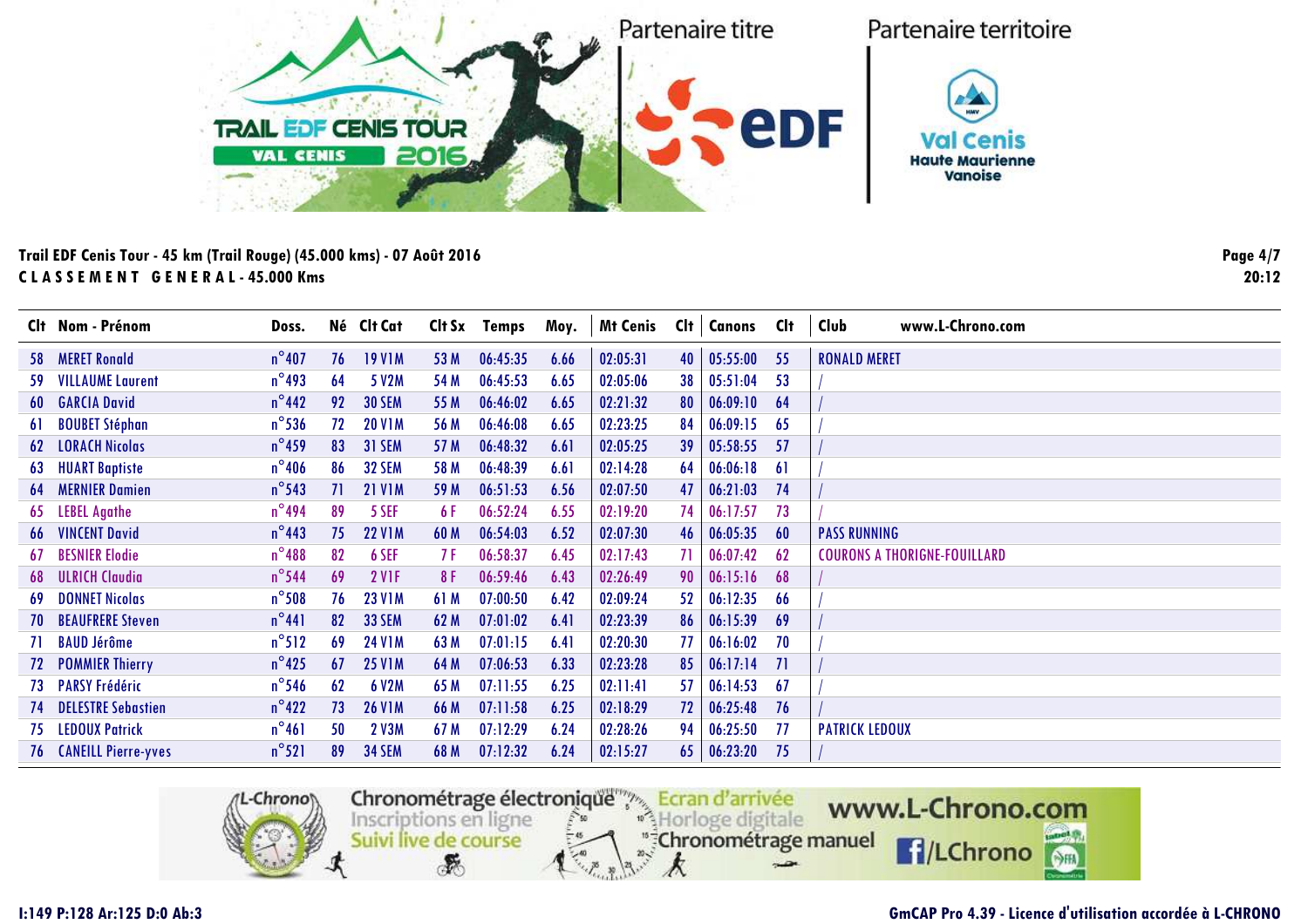Trail EDF Cenis Tour - 45 km (Trail Rouge) (45.000 kms) - 07 Août 2016
**C L A S S E M E N T   G E N E R A L - 45.000 Kms**

| Clt | Nom - Prénom | Doss. | Né | Clt Cat | Clt Sx | Temps | Moy. | Mt Cenis | Clt | Canons | Clt | Club |
|---|---|---|---|---|---|---|---|---|---|---|---|---|
| 58 | MERET Ronald | n°407 | 76 | 19 V1M | 53 M | 06:45:35 | 6.66 | 02:05:31 | 40 | 05:55:00 | 55 | RONALD MERET |
| 59 | VILLAUME Laurent | n°493 | 64 | 5 V2M | 54 M | 06:45:53 | 6.65 | 02:05:06 | 38 | 05:51:04 | 53 | / |
| 60 | GARCIA David | n°442 | 92 | 30 SEM | 55 M | 06:46:02 | 6.65 | 02:21:32 | 80 | 06:09:10 | 64 | / |
| 61 | BOUBET Stéphan | n°536 | 72 | 20 V1M | 56 M | 06:46:08 | 6.65 | 02:23:25 | 84 | 06:09:15 | 65 | / |
| 62 | LORACH Nicolas | n°459 | 83 | 31 SEM | 57 M | 06:48:32 | 6.61 | 02:05:25 | 39 | 05:58:55 | 57 | / |
| 63 | HUART Baptiste | n°406 | 86 | 32 SEM | 58 M | 06:48:39 | 6.61 | 02:14:28 | 64 | 06:06:18 | 61 | / |
| 64 | MERNIER Damien | n°543 | 71 | 21 V1M | 59 M | 06:51:53 | 6.56 | 02:07:50 | 47 | 06:21:03 | 74 | / |
| 65 | LEBEL Agathe | n°494 | 89 | 5 SEF | 6 F | 06:52:24 | 6.55 | 02:19:20 | 74 | 06:17:57 | 73 | / |
| 66 | VINCENT David | n°443 | 75 | 22 V1M | 60 M | 06:54:03 | 6.52 | 02:07:30 | 46 | 06:05:35 | 60 | PASS RUNNING |
| 67 | BESNIER Elodie | n°488 | 82 | 6 SEF | 7 F | 06:58:37 | 6.45 | 02:17:43 | 71 | 06:07:42 | 62 | COURONS A THORIGNE-FOUILLARD |
| 68 | ULRICH Claudia | n°544 | 69 | 2 V1F | 8 F | 06:59:46 | 6.43 | 02:26:49 | 90 | 06:15:16 | 68 | / |
| 69 | DONNET Nicolas | n°508 | 76 | 23 V1M | 61 M | 07:00:50 | 6.42 | 02:09:24 | 52 | 06:12:35 | 66 | / |
| 70 | BEAUFRERE Steven | n°441 | 82 | 33 SEM | 62 M | 07:01:02 | 6.41 | 02:23:39 | 86 | 06:15:39 | 69 | / |
| 71 | BAUD Jérôme | n°512 | 69 | 24 V1M | 63 M | 07:01:15 | 6.41 | 02:20:30 | 77 | 06:16:02 | 70 | / |
| 72 | POMMIER Thierry | n°425 | 67 | 25 V1M | 64 M | 07:06:53 | 6.33 | 02:23:28 | 85 | 06:17:14 | 71 | / |
| 73 | PARSY Frédéric | n°546 | 62 | 6 V2M | 65 M | 07:11:55 | 6.25 | 02:11:41 | 57 | 06:14:53 | 67 | / |
| 74 | DELESTRE Sebastien | n°422 | 73 | 26 V1M | 66 M | 07:11:58 | 6.25 | 02:18:29 | 72 | 06:25:48 | 76 | / |
| 75 | LEDOUX Patrick | n°461 | 50 | 2 V3M | 67 M | 07:12:29 | 6.24 | 02:28:26 | 94 | 06:25:50 | 77 | PATRICK LEDOUX |
| 76 | CANEILL Pierre-yves | n°521 | 89 | 34 SEM | 68 M | 07:12:32 | 6.24 | 02:15:27 | 65 | 06:23:20 | 75 | / |

I:149 P:128 Ar:125 D:0 Ab:3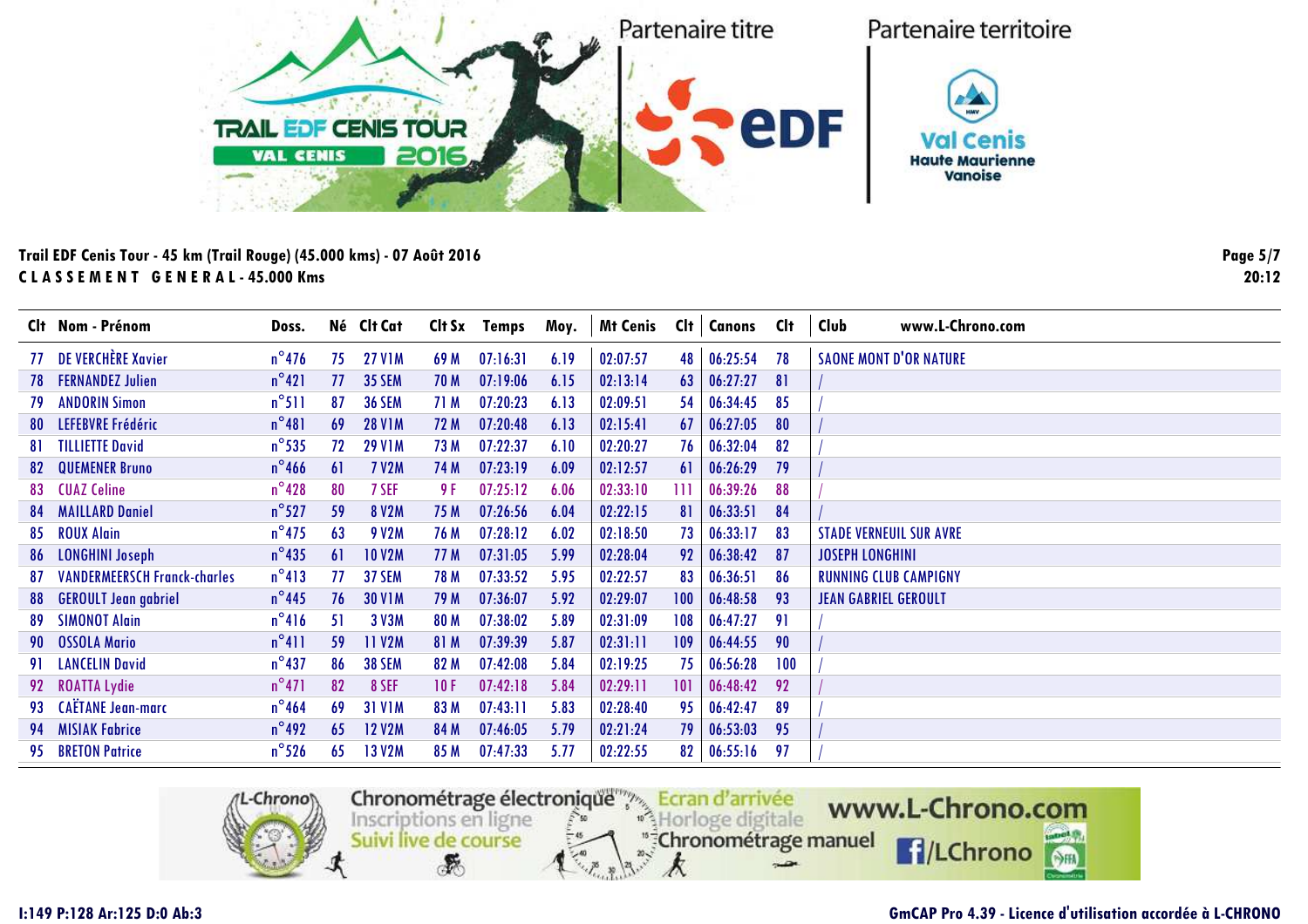## Trail EDF Cenis Tour - 45 km (Trail Rouge) (45.000 kms) - 07 Août 2016

**C L A S S E M E N T   G E N E R A L - 45.000 Kms**

| Clt | Nom - Prénom | Doss. | Né | Clt Cat | Clt Sx | Temps | Moy. | Mt Cenis | Clt | Canons | Clt | Club |
|---|---|---|---|---|---|---|---|---|---|---|---|---|
| 77 | DE VERCHÈRE Xavier | n°476 | 75 | 27 V1M | 69 M | 07:16:31 | 6.19 | 02:07:57 | 48 | 06:25:54 | 78 | SAONE MONT D'OR NATURE |
| 78 | FERNANDEZ Julien | n°421 | 77 | 35 SEM | 70 M | 07:19:06 | 6.15 | 02:13:14 | 63 | 06:27:27 | 81 | / |
| 79 | ANDORIN Simon | n°511 | 87 | 36 SEM | 71 M | 07:20:23 | 6.13 | 02:09:51 | 54 | 06:34:45 | 85 | / |
| 80 | LEFEBVRE Frédéric | n°481 | 69 | 28 V1M | 72 M | 07:20:48 | 6.13 | 02:15:41 | 67 | 06:27:05 | 80 | / |
| 81 | TILLIETTE David | n°535 | 72 | 29 V1M | 73 M | 07:22:37 | 6.10 | 02:20:27 | 76 | 06:32:04 | 82 | / |
| 82 | QUEMENER Bruno | n°466 | 61 | 7 V2M | 74 M | 07:23:19 | 6.09 | 02:12:57 | 61 | 06:26:29 | 79 | / |
| 83 | CUAZ Celine | n°428 | 80 | 7 SEF | 9 F | 07:25:12 | 6.06 | 02:33:10 | 111 | 06:39:26 | 88 | / |
| 84 | MAILLARD Daniel | n°527 | 59 | 8 V2M | 75 M | 07:26:56 | 6.04 | 02:22:15 | 81 | 06:33:51 | 84 | / |
| 85 | ROUX Alain | n°475 | 63 | 9 V2M | 76 M | 07:28:12 | 6.02 | 02:18:50 | 73 | 06:33:17 | 83 | STADE VERNEUIL SUR AVRE |
| 86 | LONGHINI Joseph | n°435 | 61 | 10 V2M | 77 M | 07:31:05 | 5.99 | 02:28:04 | 92 | 06:38:42 | 87 | JOSEPH LONGHINI |
| 87 | VANDERMEERSCH Franck-charles | n°413 | 77 | 37 SEM | 78 M | 07:33:52 | 5.95 | 02:22:57 | 83 | 06:36:51 | 86 | RUNNING CLUB CAMPIGNY |
| 88 | GEROULT Jean gabriel | n°445 | 76 | 30 V1M | 79 M | 07:36:07 | 5.92 | 02:29:07 | 100 | 06:48:58 | 93 | JEAN GABRIEL GEROULT |
| 89 | SIMONOT Alain | n°416 | 51 | 3 V3M | 80 M | 07:38:02 | 5.89 | 02:31:09 | 108 | 06:47:27 | 91 | / |
| 90 | OSSOLA Mario | n°411 | 59 | 11 V2M | 81 M | 07:39:39 | 5.87 | 02:31:11 | 109 | 06:44:55 | 90 | / |
| 91 | LANCELIN David | n°437 | 86 | 38 SEM | 82 M | 07:42:08 | 5.84 | 02:19:25 | 75 | 06:56:28 | 100 | / |
| 92 | ROATTA Lydie | n°471 | 82 | 8 SEF | 10 F | 07:42:18 | 5.84 | 02:29:11 | 101 | 06:48:42 | 92 | / |
| 93 | CAËTANE Jean-marc | n°464 | 69 | 31 V1M | 83 M | 07:43:11 | 5.83 | 02:28:40 | 95 | 06:42:47 | 89 | / |
| 94 | MISIAK Fabrice | n°492 | 65 | 12 V2M | 84 M | 07:46:05 | 5.79 | 02:21:24 | 79 | 06:53:03 | 95 | / |
| 95 | BRETON Patrice | n°526 | 65 | 13 V2M | 85 M | 07:47:33 | 5.77 | 02:22:55 | 82 | 06:55:16 | 97 | / |

I:149 P:128 Ar:125 D:0 Ab:3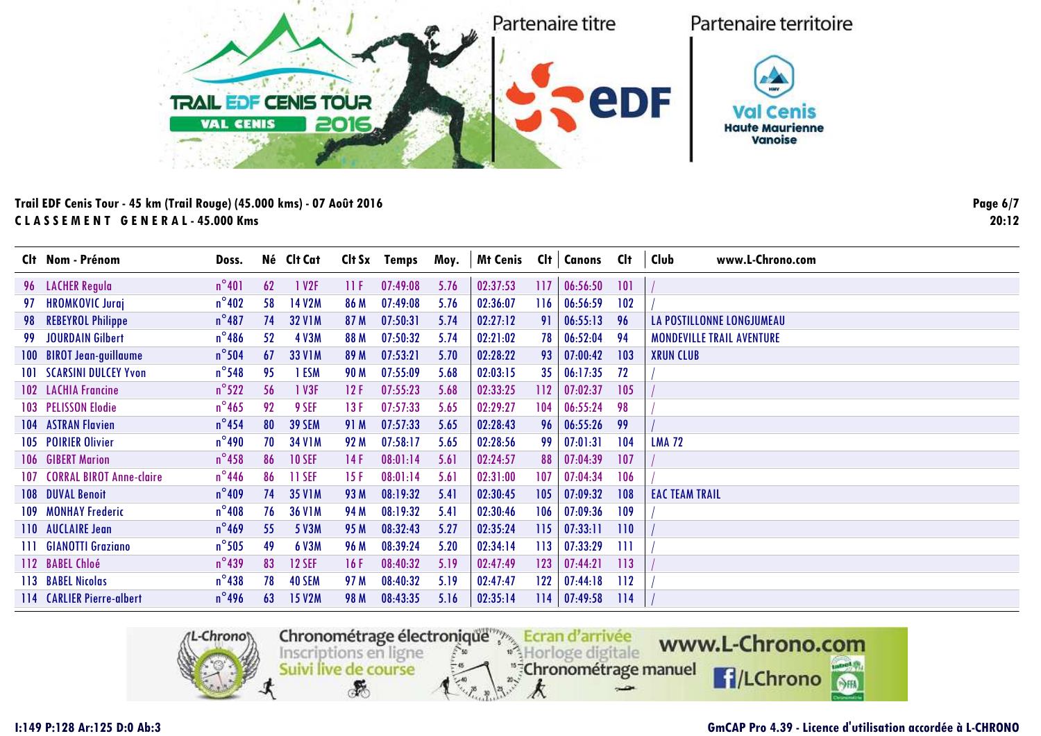**Trail EDF Cenis Tour - 45 km (Trail Rouge) (45.000 kms) - 07 Août 2016**

**C L A S S E M E N T   G E N E R A L - 45.000 Kms**

| Clt | Nom - Prénom | Doss. | Né | Clt Cat | Clt Sx | Temps | Moy. | Mt Cenis | Clt | Canons | Clt | Club |
|---|---|---|---|---|---|---|---|---|---|---|---|---|
| 96 | LACHER Regula | n°401 | 62 | 1 V2F | 11 F | 07:49:08 | 5.76 | 02:37:53 | 117 | 06:56:50 | 101 | / |
| 97 | HROMKOVIC Juraj | n°402 | 58 | 14 V2M | 86 M | 07:49:08 | 5.76 | 02:36:07 | 116 | 06:56:59 | 102 | / |
| 98 | REBEYROL Philippe | n°487 | 74 | 32 V1M | 87 M | 07:50:31 | 5.74 | 02:27:12 | 91 | 06:55:13 | 96 | LA POSTILLONNE LONGJUMEAU |
| 99 | JOURDAIN Gilbert | n°486 | 52 | 4 V3M | 88 M | 07:50:32 | 5.74 | 02:21:02 | 78 | 06:52:04 | 94 | MONDEVILLE TRAIL AVENTURE |
| 100 | BIROT Jean-guillaume | n°504 | 67 | 33 V1M | 89 M | 07:53:21 | 5.70 | 02:28:22 | 93 | 07:00:42 | 103 | XRUN CLUB |
| 101 | SCARSINI DULCEY Yvon | n°548 | 95 | 1 ESM | 90 M | 07:55:09 | 5.68 | 02:03:15 | 35 | 06:17:35 | 72 | / |
| 102 | LACHIA Francine | n°522 | 56 | 1 V3F | 12 F | 07:55:23 | 5.68 | 02:33:25 | 112 | 07:02:37 | 105 | / |
| 103 | PELISSON Elodie | n°465 | 92 | 9 SEF | 13 F | 07:57:33 | 5.65 | 02:29:27 | 104 | 06:55:24 | 98 | / |
| 104 | ASTRAN Flavien | n°454 | 80 | 39 SEM | 91 M | 07:57:33 | 5.65 | 02:28:43 | 96 | 06:55:26 | 99 | / |
| 105 | POIRIER Olivier | n°490 | 70 | 34 V1M | 92 M | 07:58:17 | 5.65 | 02:28:56 | 99 | 07:01:31 | 104 | LMA 72 |
| 106 | GIBERT Marion | n°458 | 86 | 10 SEF | 14 F | 08:01:14 | 5.61 | 02:24:57 | 88 | 07:04:39 | 107 | / |
| 107 | CORRAL BIROT Anne-claire | n°446 | 86 | 11 SEF | 15 F | 08:01:14 | 5.61 | 02:31:00 | 107 | 07:04:34 | 106 | / |
| 108 | DUVAL Benoit | n°409 | 74 | 35 V1M | 93 M | 08:19:32 | 5.41 | 02:30:45 | 105 | 07:09:32 | 108 | EAC TEAM TRAIL |
| 109 | MONHAY Frederic | n°408 | 76 | 36 V1M | 94 M | 08:19:32 | 5.41 | 02:30:46 | 106 | 07:09:36 | 109 | / |
| 110 | AUCLAIRE Jean | n°469 | 55 | 5 V3M | 95 M | 08:32:43 | 5.27 | 02:35:24 | 115 | 07:33:11 | 110 | / |
| 111 | GIANOTTI Graziano | n°505 | 49 | 6 V3M | 96 M | 08:39:24 | 5.20 | 02:34:14 | 113 | 07:33:29 | 111 | / |
| 112 | BABEL Chloé | n°439 | 83 | 12 SEF | 16 F | 08:40:32 | 5.19 | 02:47:49 | 123 | 07:44:21 | 113 | / |
| 113 | BABEL Nicolas | n°438 | 78 | 40 SEM | 97 M | 08:40:32 | 5.19 | 02:47:47 | 122 | 07:44:18 | 112 | / |
| 114 | CARLIER Pierre-albert | n°496 | 63 | 15 V2M | 98 M | 08:43:35 | 5.16 | 02:35:14 | 114 | 07:49:58 | 114 | / |

I:149 P:128 Ar:125 D:0 Ab:3

GmCAP Pro 4.39 - Licence d'utilisation accordée à L-CHRONO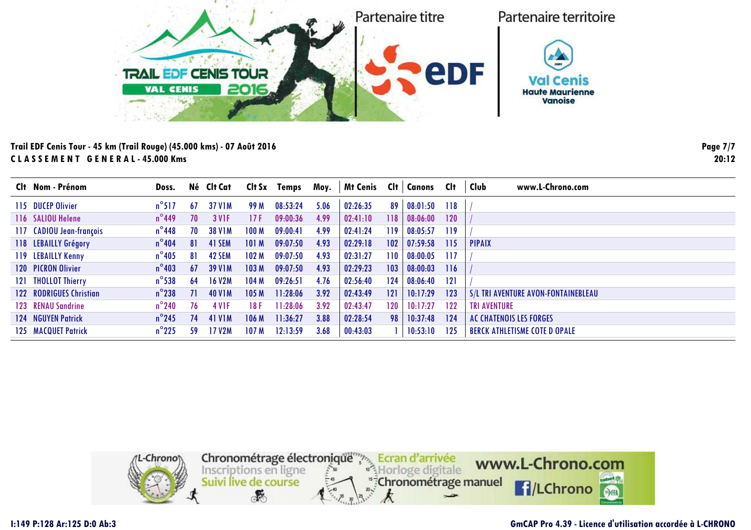Partenaire titre

Partenaire territoire

**Trail EDF Cenis Tour - 45 km (Trail Rouge) (45.000 kms) - 07 Août 2016**

**C L A S S E M E N T   G E N E R A L - 45.000 Kms**

| Clt | Nom - Prénom | Doss. | Né | Clt Cat | Clt Sx | Temps | Moy. | Mt Cenis | Clt | Canons | Clt | Club www.L-Chrono.com |
|---|---|---|---|---|---|---|---|---|---|---|---|---|
| 115 | DUCEP Olivier | n°517 | 67 | 37 V1M | 99 M | 08:53:24 | 5.06 | 02:26:35 | 89 | 08:01:50 | 118 | / |
| 116 | SALIOU Helene | n°449 | 70 | 3 V1F | 17 F | 09:00:36 | 4.99 | 02:41:10 | 118 | 08:06:00 | 120 | / |
| 117 | CADIOU Jean-françois | n°448 | 70 | 38 V1M | 100 M | 09:00:41 | 4.99 | 02:41:24 | 119 | 08:05:57 | 119 | / |
| 118 | LEBAILLY Grégory | n°404 | 81 | 41 SEM | 101 M | 09:07:50 | 4.93 | 02:29:18 | 102 | 07:59:58 | 115 | PIPAIX |
| 119 | LEBAILLY Kenny | n°405 | 81 | 42 SEM | 102 M | 09:07:50 | 4.93 | 02:31:27 | 110 | 08:00:05 | 117 | / |
| 120 | PICRON Olivier | n°403 | 67 | 39 V1M | 103 M | 09:07:50 | 4.93 | 02:29:23 | 103 | 08:00:03 | 116 | / |
| 121 | THOLLOT Thierry | n°538 | 64 | 16 V2M | 104 M | 09:26:51 | 4.76 | 02:56:40 | 124 | 08:06:40 | 121 | / |
| 122 | RODRIGUES Christian | n°238 | 71 | 40 V1M | 105 M | 11:28:06 | 3.92 | 02:43:49 | 121 | 10:17:29 | 123 | S/L TRI AVENTURE AVON-FONTAINEBLEAU |
| 123 | RENAU Sandrine | n°240 | 76 | 4 V1F | 18 F | 11:28:06 | 3.92 | 02:43:47 | 120 | 10:17:27 | 122 | TRI AVENTURE |
| 124 | NGUYEN Patrick | n°245 | 74 | 41 V1M | 106 M | 11:36:27 | 3.88 | 02:28:54 | 98 | 10:37:48 | 124 | AC CHATENOIS LES FORGES |
| 125 | MACQUET Patrick | n°225 | 59 | 17 V2M | 107 M | 12:13:59 | 3.68 | 00:43:03 | 1 | 10:53:10 | 125 | BERCK ATHLETISME COTE D OPALE |

I:149 P:128 Ar:125 D:0 Ab:3

GmCAP Pro 4.39 - Licence d'utilisation accordée à L-CHRONO